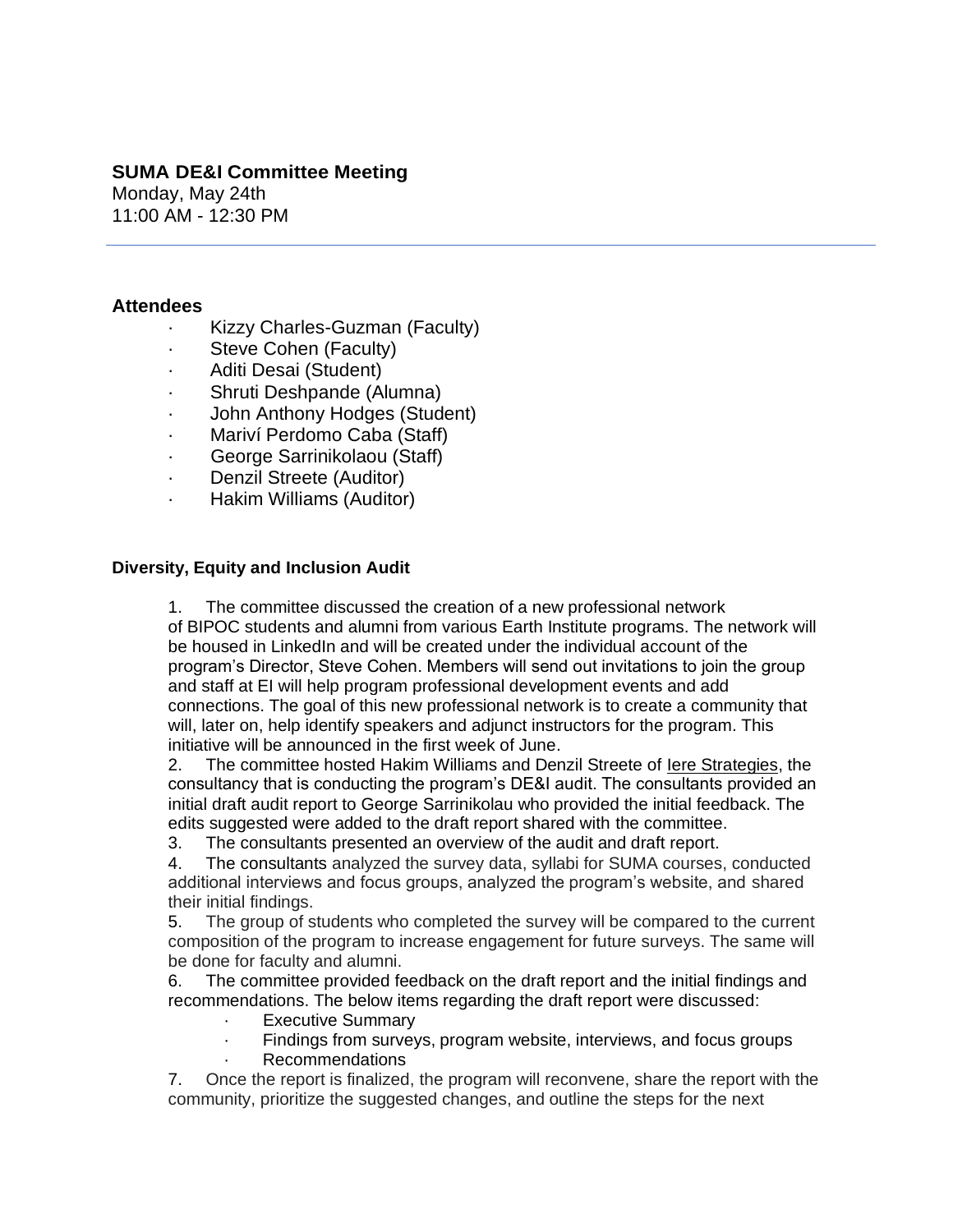## SUMA DE&I Committee Meeting

Monday, May 24th
11:00 AM - 12:30 PM

---

### Attendees

- Kizzy Charles-Guzman (Faculty)
- Steve Cohen (Faculty)
- Aditi Desai (Student)
- Shruti Deshpande (Alumna)
- John Anthony Hodges (Student)
- Mariví Perdomo Caba (Staff)
- George Sarrinikolaou (Staff)
- Denzil Streete (Auditor)
- Hakim Williams (Auditor)

#### Diversity, Equity and Inclusion Audit

1. The committee discussed the creation of a new professional network of BIPOC students and alumni from various Earth Institute programs. The network will be housed in LinkedIn and will be created under the individual account of the program's Director, Steve Cohen. Members will send out invitations to join the group and staff at EI will help program professional development events and add connections. The goal of this new professional network is to create a community that will, later on, help identify speakers and adjunct instructors for the program. This initiative will be announced in the first week of June.
2. The committee hosted Hakim Williams and Denzil Streete of Iere Strategies, the consultancy that is conducting the program's DE&I audit. The consultants provided an initial draft audit report to George Sarrinikolau who provided the initial feedback. The edits suggested were added to the draft report shared with the committee.
3. The consultants presented an overview of the audit and draft report.
4. The consultants analyzed the survey data, syllabi for SUMA courses, conducted additional interviews and focus groups, analyzed the program's website, and shared their initial findings.
5. The group of students who completed the survey will be compared to the current composition of the program to increase engagement for future surveys. The same will be done for faculty and alumni.
6. The committee provided feedback on the draft report and the initial findings and recommendations. The below items regarding the draft report were discussed:
    - Executive Summary
    - Findings from surveys, program website, interviews, and focus groups
    - Recommendations
7. Once the report is finalized, the program will reconvene, share the report with the community, prioritize the suggested changes, and outline the steps for the next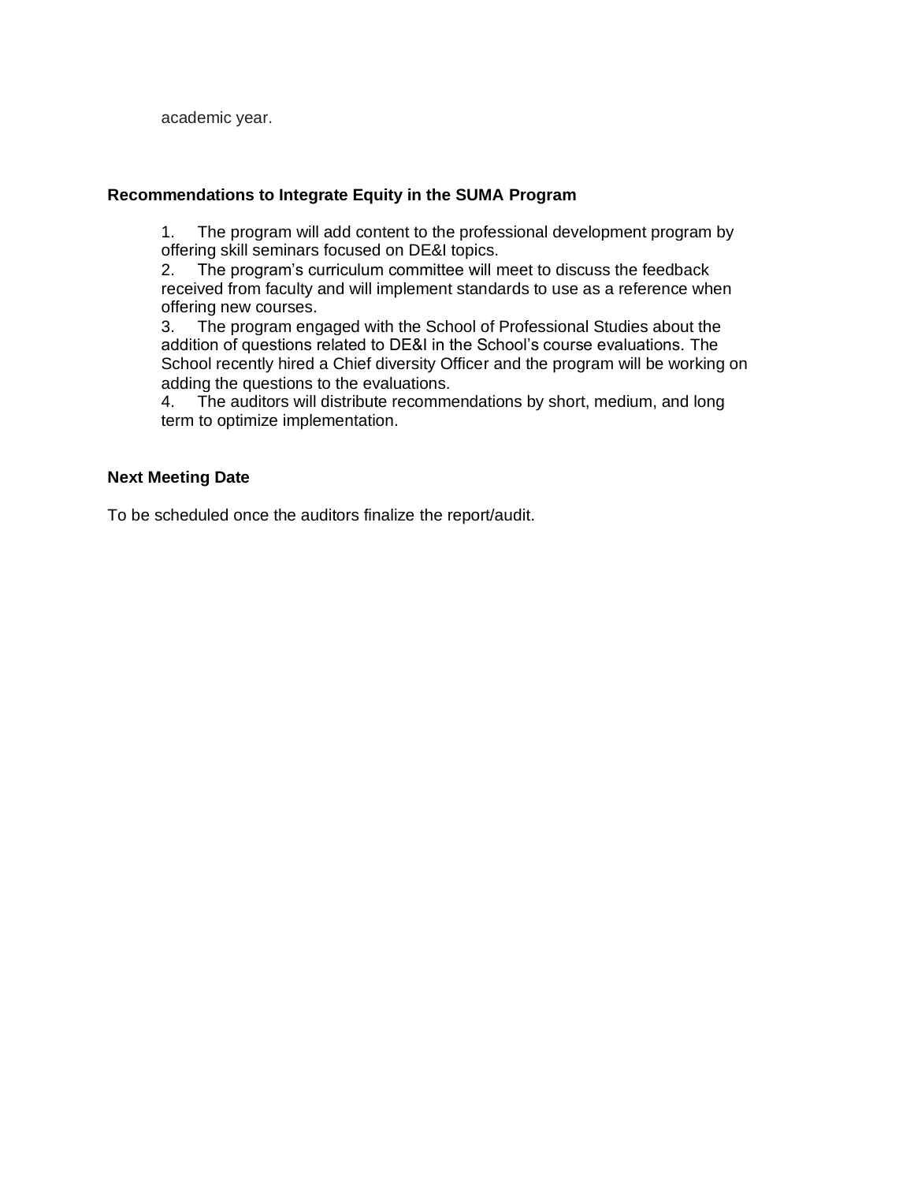academic year.

**Recommendations to Integrate Equity in the SUMA Program**

1. The program will add content to the professional development program by offering skill seminars focused on DE&I topics.
2. The program's curriculum committee will meet to discuss the feedback received from faculty and will implement standards to use as a reference when offering new courses.
3. The program engaged with the School of Professional Studies about the addition of questions related to DE&I in the School's course evaluations. The School recently hired a Chief diversity Officer and the program will be working on adding the questions to the evaluations.
4. The auditors will distribute recommendations by short, medium, and long term to optimize implementation.

**Next Meeting Date**

To be scheduled once the auditors finalize the report/audit.